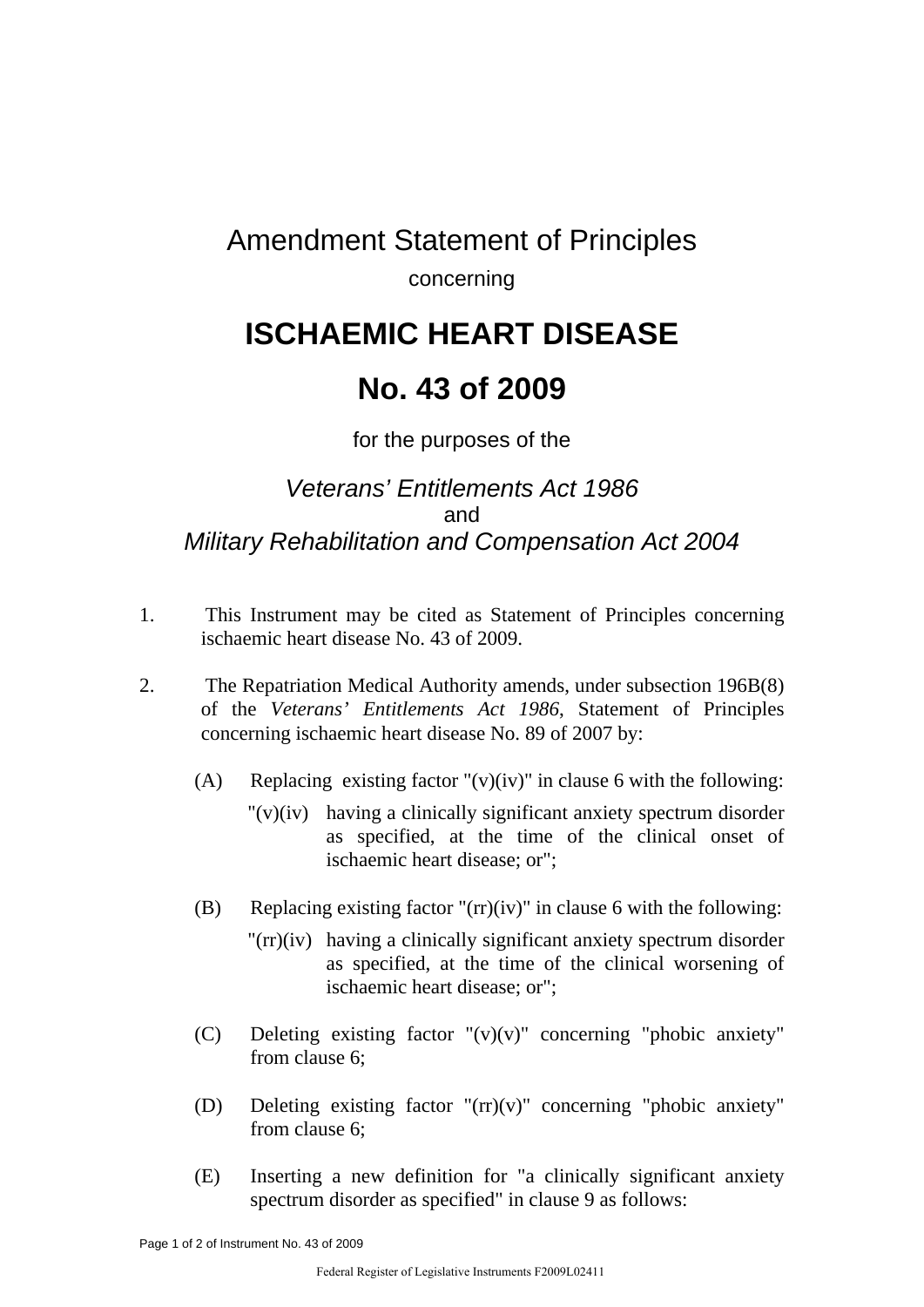# Amendment Statement of Principles

concerning

# ISCHAEMIC HEART DISEASE

# No. 43 of 2009

for the purposes of the

*Veterans' Entitlements Act 1986*
and
*Military Rehabilitation and Compensation Act 2004*

1. This Instrument may be cited as Statement of Principles concerning ischaemic heart disease No. 43 of 2009.

2. The Repatriation Medical Authority amends, under subsection 196B(8) of the *Veterans' Entitlements Act 1986*, Statement of Principles concerning ischaemic heart disease No. 89 of 2007 by:

   (A) Replacing existing factor "(v)(iv)" in clause 6 with the following:

   "(v)(iv) having a clinically significant anxiety spectrum disorder as specified, at the time of the clinical onset of ischaemic heart disease; or";

   (B) Replacing existing factor "(rr)(iv)" in clause 6 with the following:

   "(rr)(iv) having a clinically significant anxiety spectrum disorder as specified, at the time of the clinical worsening of ischaemic heart disease; or";

   (C) Deleting existing factor "(v)(v)" concerning "phobic anxiety" from clause 6;

   (D) Deleting existing factor "(rr)(v)" concerning "phobic anxiety" from clause 6;

   (E) Inserting a new definition for "a clinically significant anxiety spectrum disorder as specified" in clause 9 as follows: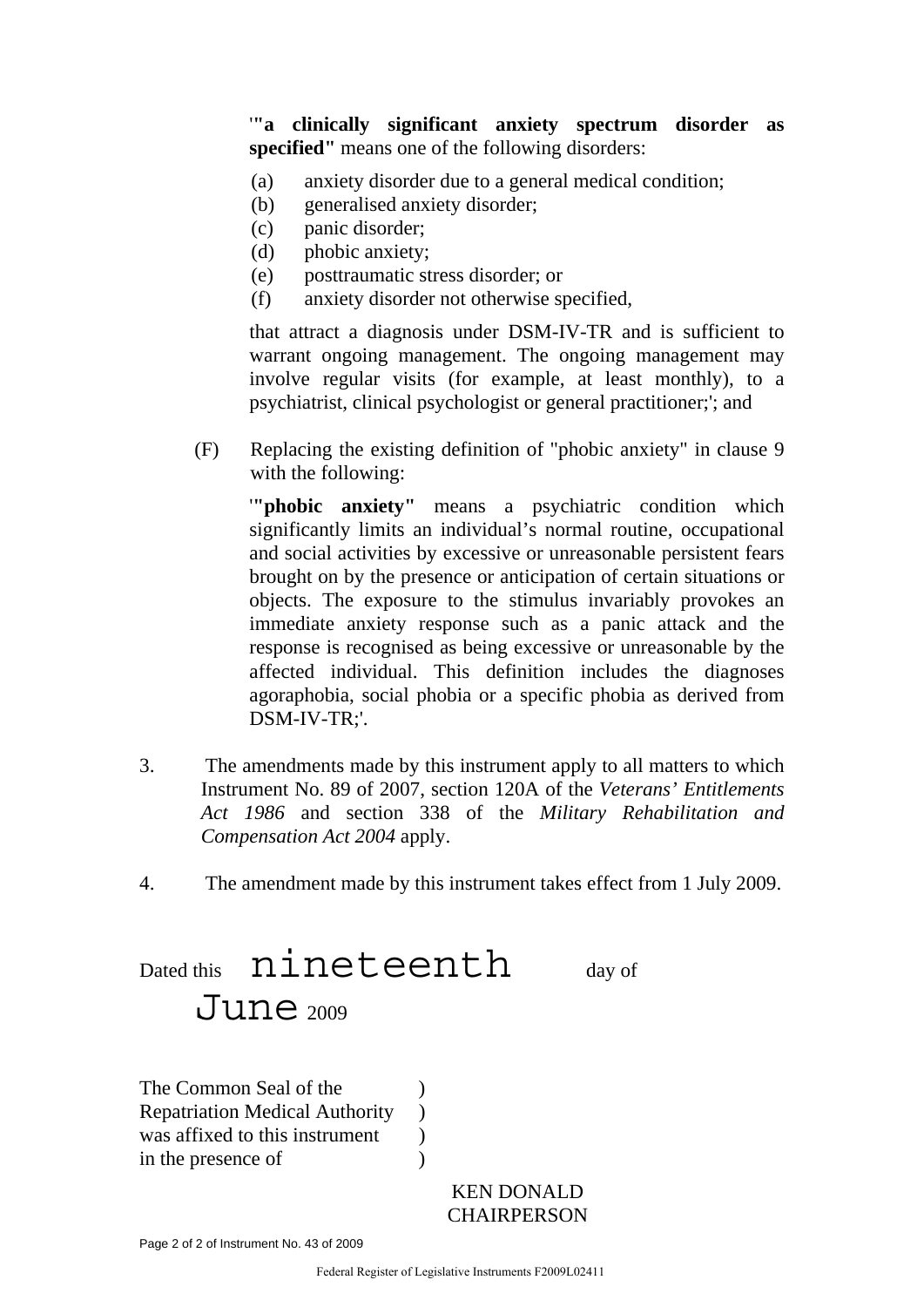'**"a clinically significant anxiety spectrum disorder as specified"** means one of the following disorders:

(a) anxiety disorder due to a general medical condition;
(b) generalised anxiety disorder;
(c) panic disorder;
(d) phobic anxiety;
(e) posttraumatic stress disorder; or
(f) anxiety disorder not otherwise specified,

that attract a diagnosis under DSM-IV-TR and is sufficient to warrant ongoing management. The ongoing management may involve regular visits (for example, at least monthly), to a psychiatrist, clinical psychologist or general practitioner;'; and

(F) Replacing the existing definition of "phobic anxiety" in clause 9 with the following:

'**"phobic anxiety"** means a psychiatric condition which significantly limits an individual's normal routine, occupational and social activities by excessive or unreasonable persistent fears brought on by the presence or anticipation of certain situations or objects. The exposure to the stimulus invariably provokes an immediate anxiety response such as a panic attack and the response is recognised as being excessive or unreasonable by the affected individual. This definition includes the diagnoses agoraphobia, social phobia or a specific phobia as derived from DSM-IV-TR;'.

3. The amendments made by this instrument apply to all matters to which Instrument No. 89 of 2007, section 120A of the *Veterans' Entitlements Act 1986* and section 338 of the *Military Rehabilitation and Compensation Act 2004* apply.

4. The amendment made by this instrument takes effect from 1 July 2009.

Dated this nineteenth day of June 2009

The Common Seal of the Repatriation Medical Authority was affixed to this instrument in the presence of )

KEN DONALD
CHAIRPERSON

Federal Register of Legislative Instruments F2009L02411